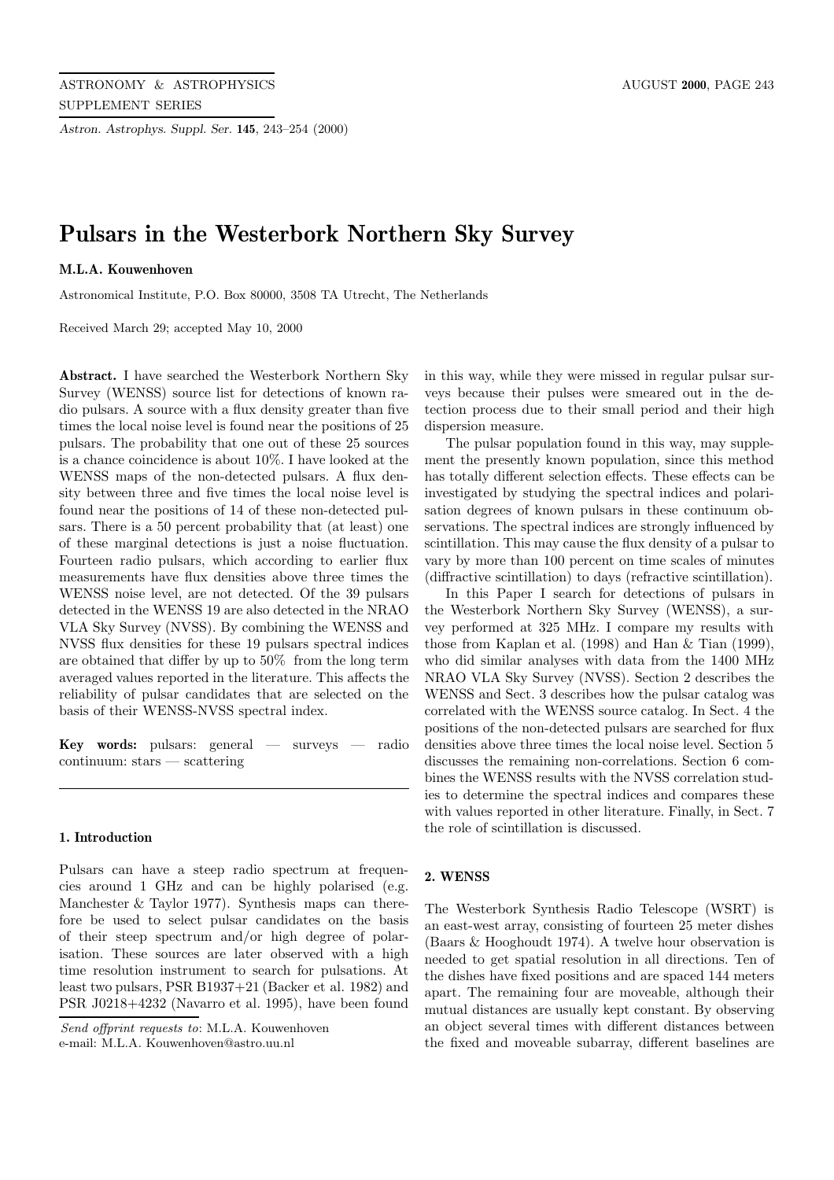# Pulsars in the Westerbork Northern Sky Survey

**M.L.A. Kouwenhoven**

Astronomical Institute, P.O. Box 80000, 3508 TA Utrecht, The Netherlands

Received March 29; accepted May 10, 2000

**Abstract.** I have searched the Westerbork Northern Sky Survey (WENSS) source list for detections of known radio pulsars. A source with a flux density greater than five times the local noise level is found near the positions of 25 pulsars. The probability that one out of these 25 sources is a chance coincidence is about 10%. I have looked at the WENSS maps of the non-detected pulsars. A flux density between three and five times the local noise level is found near the positions of 14 of these non-detected pulsars. There is a 50 percent probability that (at least) one of these marginal detections is just a noise fluctuation. Fourteen radio pulsars, which according to earlier flux measurements have flux densities above three times the WENSS noise level, are not detected. Of the 39 pulsars detected in the WENSS 19 are also detected in the NRAO VLA Sky Survey (NVSS). By combining the WENSS and NVSS flux densities for these 19 pulsars spectral indices are obtained that differ by up to 50% from the long term averaged values reported in the literature. This affects the reliability of pulsar candidates that are selected on the basis of their WENSS-NVSS spectral index.

**Key words:** pulsars: general — surveys — radio continuum: stars — scattering

## 1. Introduction

Pulsars can have a steep radio spectrum at frequencies around 1 GHz and can be highly polarised (e.g. Manchester & Taylor 1977). Synthesis maps can therefore be used to select pulsar candidates on the basis of their steep spectrum and/or high degree of polarisation. These sources are later observed with a high time resolution instrument to search for pulsations. At least two pulsars, PSR B1937+21 (Backer et al. 1982) and PSR J0218+4232 (Navarro et al. 1995), have been found in this way, while they were missed in regular pulsar surveys because their pulses were smeared out in the detection process due to their small period and their high dispersion measure.

The pulsar population found in this way, may supplement the presently known population, since this method has totally different selection effects. These effects can be investigated by studying the spectral indices and polarisation degrees of known pulsars in these continuum observations. The spectral indices are strongly influenced by scintillation. This may cause the flux density of a pulsar to vary by more than 100 percent on time scales of minutes (diffractive scintillation) to days (refractive scintillation).

In this Paper I search for detections of pulsars in the Westerbork Northern Sky Survey (WENSS), a survey performed at 325 MHz. I compare my results with those from Kaplan et al. (1998) and Han & Tian (1999), who did similar analyses with data from the 1400 MHz NRAO VLA Sky Survey (NVSS). Section 2 describes the WENSS and Sect. 3 describes how the pulsar catalog was correlated with the WENSS source catalog. In Sect. 4 the positions of the non-detected pulsars are searched for flux densities above three times the local noise level. Section 5 discusses the remaining non-correlations. Section 6 combines the WENSS results with the NVSS correlation studies to determine the spectral indices and compares these with values reported in other literature. Finally, in Sect. 7 the role of scintillation is discussed.

## 2. WENSS

The Westerbork Synthesis Radio Telescope (WSRT) is an east-west array, consisting of fourteen 25 meter dishes (Baars & Hooghoudt 1974). A twelve hour observation is needed to get spatial resolution in all directions. Ten of the dishes have fixed positions and are spaced 144 meters apart. The remaining four are moveable, although their mutual distances are usually kept constant. By observing an object several times with different distances between the fixed and moveable subarray, different baselines are

*Send offprint requests to*: M.L.A. Kouwenhoven
e-mail: M.L.A. Kouwenhoven@astro.uu.nl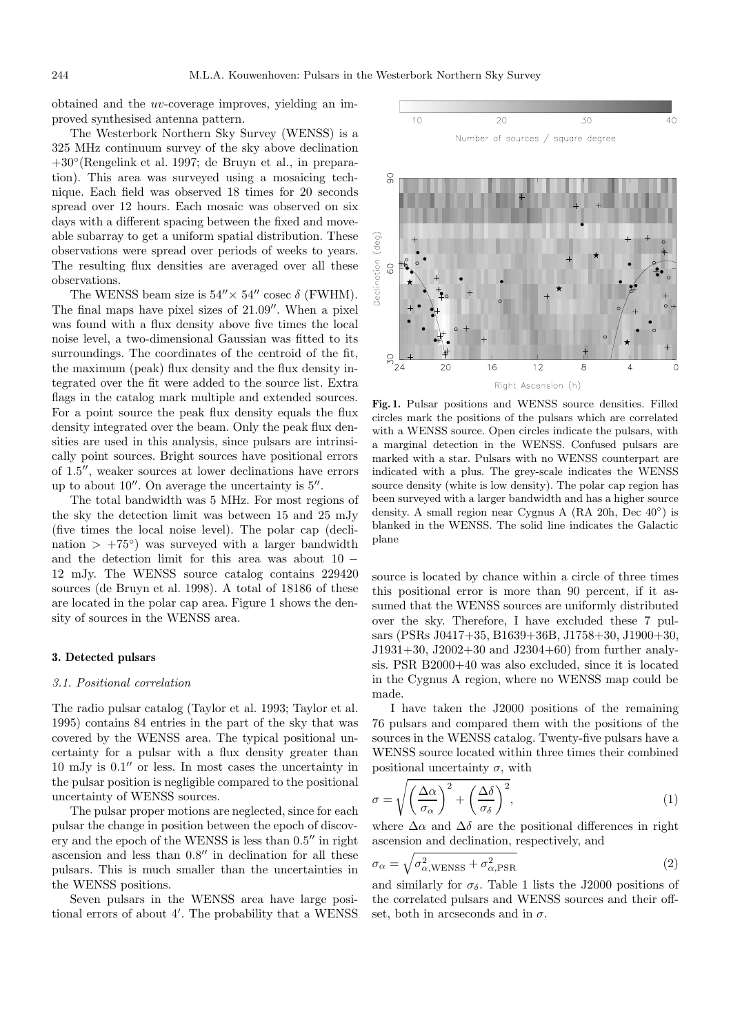obtained and the $uv$-coverage improves, yielding an improved synthesised antenna pattern.

The Westerbork Northern Sky Survey (WENSS) is a 325 MHz continuum survey of the sky above declination +30°(Rengelink et al. 1997; de Bruyn et al., in preparation). This area was surveyed using a mosaicing technique. Each field was observed 18 times for 20 seconds spread over 12 hours. Each mosaic was observed on six days with a different spacing between the fixed and moveable subarray to get a uniform spatial distribution. These observations were spread over periods of weeks to years. The resulting flux densities are averaged over all these observations.

The WENSS beam size is $54'' \times 54''$ cosec $\delta$ (FWHM). The final maps have pixel sizes of $21.09''$. When a pixel was found with a flux density above five times the local noise level, a two-dimensional Gaussian was fitted to its surroundings. The coordinates of the centroid of the fit, the maximum (peak) flux density and the flux density integrated over the fit were added to the source list. Extra flags in the catalog mark multiple and extended sources. For a point source the peak flux density equals the flux density integrated over the beam. Only the peak flux densities are used in this analysis, since pulsars are intrinsically point sources. Bright sources have positional errors of $1.5''$, weaker sources at lower declinations have errors up to about $10''$. On average the uncertainty is $5''$.

The total bandwidth was 5 MHz. For most regions of the sky the detection limit was between 15 and 25 mJy (five times the local noise level). The polar cap (declination > +75°) was surveyed with a larger bandwidth and the detection limit for this area was about 10 − 12 mJy. The WENSS source catalog contains 229420 sources (de Bruyn et al. 1998). A total of 18186 of these are located in the polar cap area. Figure 1 shows the density of sources in the WENSS area.

**Fig. 1.** Pulsar positions and WENSS source densities. Filled circles mark the positions of the pulsars which are correlated with a WENSS source. Open circles indicate the pulsars, with a marginal detection in the WENSS. Confused pulsars are marked with a star. Pulsars with no WENSS counterpart are indicated with a plus. The grey-scale indicates the WENSS source density (white is low density). The polar cap region has been surveyed with a larger bandwidth and has a higher source density. A small region near Cygnus A (RA 20h, Dec 40°) is blanked in the WENSS. The solid line indicates the Galactic plane

## 3. Detected pulsars

### *3.1. Positional correlation*

The radio pulsar catalog (Taylor et al. 1993; Taylor et al. 1995) contains 84 entries in the part of the sky that was covered by the WENSS area. The typical positional uncertainty for a pulsar with a flux density greater than 10 mJy is $0.1''$ or less. In most cases the uncertainty in the pulsar position is negligible compared to the positional uncertainty of WENSS sources.

The pulsar proper motions are neglected, since for each pulsar the change in position between the epoch of discovery and the epoch of the WENSS is less than $0.5''$ in right ascension and less than $0.8''$ in declination for all these pulsars. This is much smaller than the uncertainties in the WENSS positions.

Seven pulsars in the WENSS area have large positional errors of about $4'$. The probability that a WENSS source is located by chance within a circle of three times this positional error is more than 90 percent, if it assumed that the WENSS sources are uniformly distributed over the sky. Therefore, I have excluded these 7 pulsars (PSRs J0417+35, B1639+36B, J1758+30, J1900+30, J1931+30, J2002+30 and J2304+60) from further analysis. PSR B2000+40 was also excluded, since it is located in the Cygnus A region, where no WENSS map could be made.

I have taken the J2000 positions of the remaining 76 pulsars and compared them with the positions of the sources in the WENSS catalog. Twenty-five pulsars have a WENSS source located within three times their combined positional uncertainty $\sigma$, with

$$\sigma = \sqrt{\left(\frac{\Delta\alpha}{\sigma_\alpha}\right)^2 + \left(\frac{\Delta\delta}{\sigma_\delta}\right)^2}, \tag{1}$$

where $\Delta\alpha$ and $\Delta\delta$ are the positional differences in right ascension and declination, respectively, and

$$\sigma_\alpha = \sqrt{\sigma^2_{\alpha,\mathrm{WENSS}} + \sigma^2_{\alpha,\mathrm{PSR}}} \tag{2}$$

and similarly for $\sigma_\delta$. Table 1 lists the J2000 positions of the correlated pulsars and WENSS sources and their offset, both in arcseconds and in $\sigma$.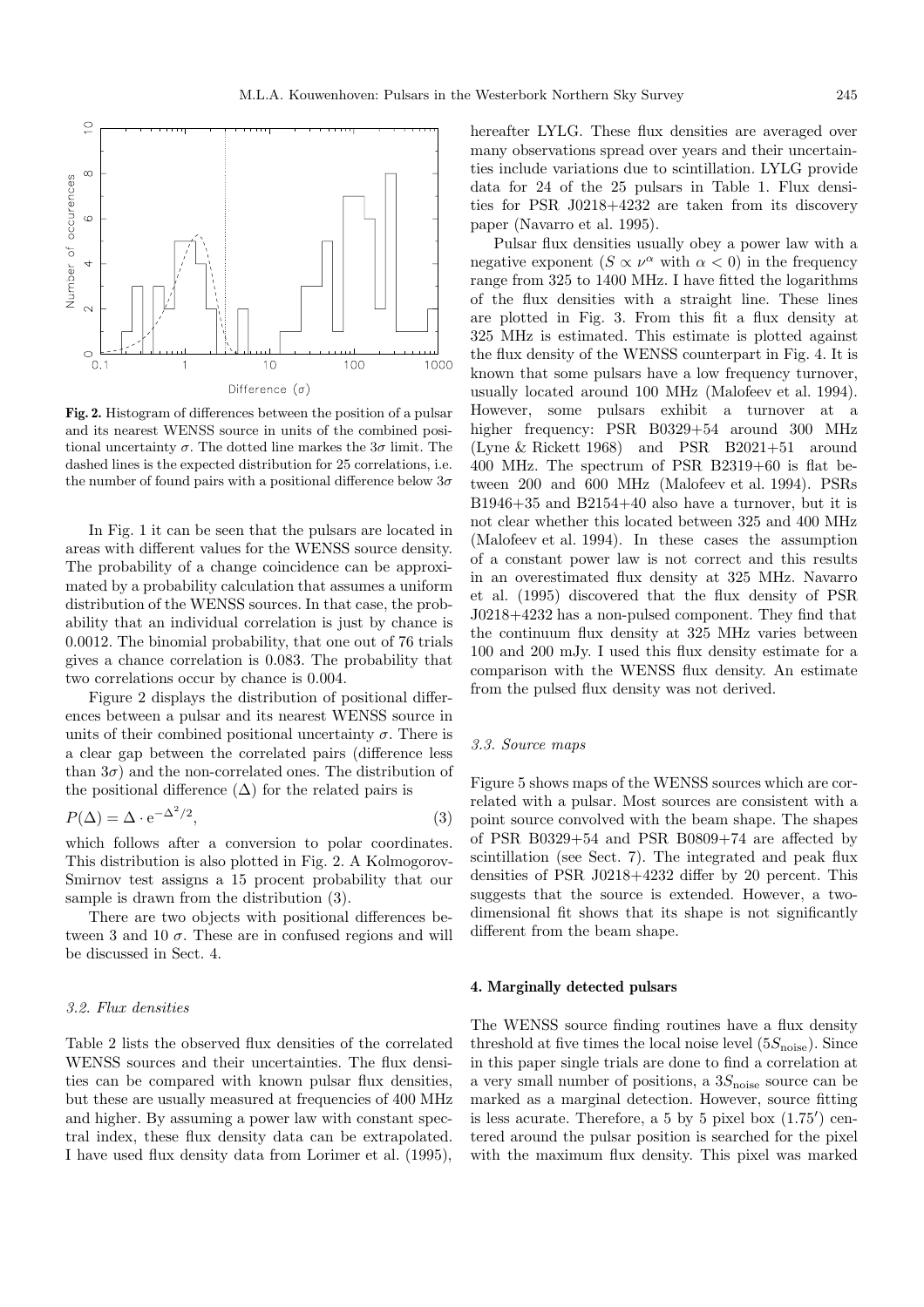**Fig. 2.** Histogram of differences between the position of a pulsar and its nearest WENSS source in units of the combined positional uncertainty $\sigma$. The dotted line markes the $3\sigma$ limit. The dashed lines is the expected distribution for 25 correlations, i.e. the number of found pairs with a positional difference below $3\sigma$

In Fig. 1 it can be seen that the pulsars are located in areas with different values for the WENSS source density. The probability of a change coincidence can be approximated by a probability calculation that assumes a uniform distribution of the WENSS sources. In that case, the probability that an individual correlation is just by chance is 0.0012. The binomial probability, that one out of 76 trials gives a chance correlation is 0.083. The probability that two correlations occur by chance is 0.004.

Figure 2 displays the distribution of positional differences between a pulsar and its nearest WENSS source in units of their combined positional uncertainty $\sigma$. There is a clear gap between the correlated pairs (difference less than $3\sigma$) and the non-correlated ones. The distribution of the positional difference ($\Delta$) for the related pairs is

$$P(\Delta) = \Delta \cdot \mathrm{e}^{-\Delta^2/2}, \tag{3}$$

which follows after a conversion to polar coordinates. This distribution is also plotted in Fig. 2. A Kolmogorov-Smirnov test assigns a 15 procent probability that our sample is drawn from the distribution (3).

There are two objects with positional differences between 3 and 10 $\sigma$. These are in confused regions and will be discussed in Sect. 4.

### 3.2. Flux densities

Table 2 lists the observed flux densities of the correlated WENSS sources and their uncertainties. The flux densities can be compared with known pulsar flux densities, but these are usually measured at frequencies of 400 MHz and higher. By assuming a power law with constant spectral index, these flux density data can be extrapolated. I have used flux density data from Lorimer et al. (1995), hereafter LYLG. These flux densities are averaged over many observations spread over years and their uncertainties include variations due to scintillation. LYLG provide data for 24 of the 25 pulsars in Table 1. Flux densities for PSR J0218+4232 are taken from its discovery paper (Navarro et al. 1995).

Pulsar flux densities usually obey a power law with a negative exponent ($S \propto \nu^{\alpha}$ with $\alpha < 0$) in the frequency range from 325 to 1400 MHz. I have fitted the logarithms of the flux densities with a straight line. These lines are plotted in Fig. 3. From this fit a flux density at 325 MHz is estimated. This estimate is plotted against the flux density of the WENSS counterpart in Fig. 4. It is known that some pulsars have a low frequency turnover, usually located around 100 MHz (Malofeev et al. 1994). However, some pulsars exhibit a turnover at a higher frequency: PSR B0329+54 around 300 MHz (Lyne & Rickett 1968) and PSR B2021+51 around 400 MHz. The spectrum of PSR B2319+60 is flat between 200 and 600 MHz (Malofeev et al. 1994). PSRs B1946+35 and B2154+40 also have a turnover, but it is not clear whether this located between 325 and 400 MHz (Malofeev et al. 1994). In these cases the assumption of a constant power law is not correct and this results in an overestimated flux density at 325 MHz. Navarro et al. (1995) discovered that the flux density of PSR J0218+4232 has a non-pulsed component. They find that the continuum flux density at 325 MHz varies between 100 and 200 mJy. I used this flux density estimate for a comparison with the WENSS flux density. An estimate from the pulsed flux density was not derived.

### 3.3. Source maps

Figure 5 shows maps of the WENSS sources which are correlated with a pulsar. Most sources are consistent with a point source convolved with the beam shape. The shapes of PSR B0329+54 and PSR B0809+74 are affected by scintillation (see Sect. 7). The integrated and peak flux densities of PSR J0218+4232 differ by 20 percent. This suggests that the source is extended. However, a two-dimensional fit shows that its shape is not significantly different from the beam shape.

## 4. Marginally detected pulsars

The WENSS source finding routines have a flux density threshold at five times the local noise level ($5S_{\mathrm{noise}}$). Since in this paper single trials are done to find a correlation at a very small number of positions, a $3S_{\mathrm{noise}}$ source can be marked as a marginal detection. However, source fitting is less acurate. Therefore, a 5 by 5 pixel box ($1.75'$) centered around the pulsar position is searched for the pixel with the maximum flux density. This pixel was marked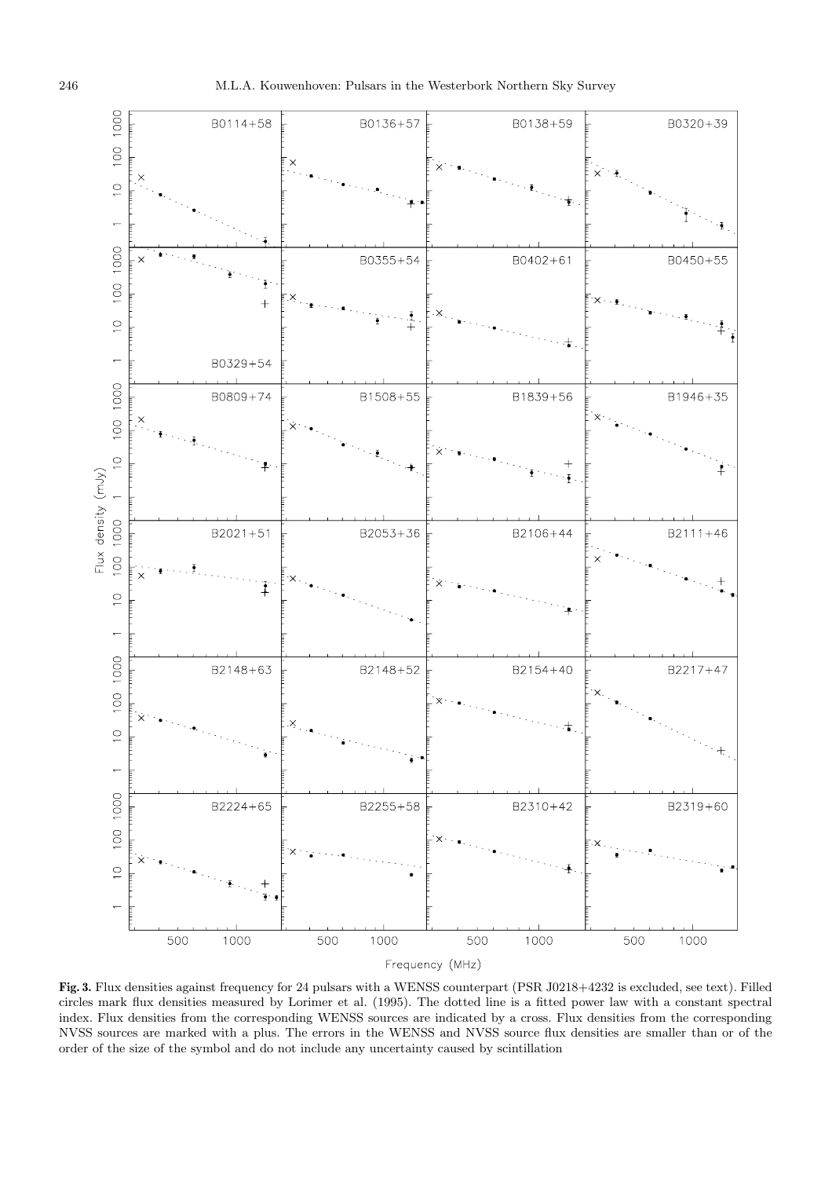**Fig. 3.** Flux densities against frequency for 24 pulsars with a WENSS counterpart (PSR J0218+4232 is excluded, see text). Filled circles mark flux densities measured by Lorimer et al. (1995). The dotted line is a fitted power law with a constant spectral index. Flux densities from the corresponding WENSS sources are indicated by a cross. Flux densities from the corresponding NVSS sources are marked with a plus. The errors in the WENSS and NVSS source flux densities are smaller than or of the order of the size of the symbol and do not include any uncertainty caused by scintillation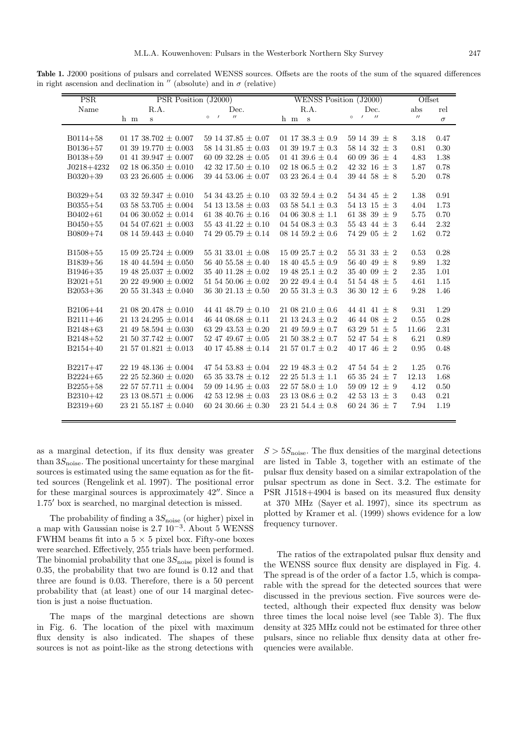**Table 1.** J2000 positions of pulsars and correlated WENSS sources. Offsets are the roots of the sum of the squared differences in right ascension and declination in ″ (absolute) and in $\sigma$ (relative)

| PSR | PSR Position (J2000) | | WENSS Position (J2000) | | Offset | |
|---|---|---|---|---|---|---|
| Name | R.A. | Dec. | R.A. | Dec. | abs | rel |
| | h m s | ° ′ ″ | h m s | ° ′ ″ | ″ | $\sigma$ |
| B0114+58 | 01 17 38.702 ± 0.007 | 59 14 37.85 ± 0.07 | 01 17 38.3 ± 0.9 | 59 14 39 ± 8 | 3.18 | 0.47 |
| B0136+57 | 01 39 19.770 ± 0.003 | 58 14 31.85 ± 0.03 | 01 39 19.7 ± 0.3 | 58 14 32 ± 3 | 0.81 | 0.30 |
| B0138+59 | 01 41 39.947 ± 0.007 | 60 09 32.28 ± 0.05 | 01 41 39.6 ± 0.4 | 60 09 36 ± 4 | 4.83 | 1.38 |
| J0218+4232 | 02 18 06.350 ± 0.010 | 42 32 17.50 ± 0.10 | 02 18 06.5 ± 0.2 | 42 32 16 ± 3 | 1.87 | 0.78 |
| B0320+39 | 03 23 26.605 ± 0.006 | 39 44 53.06 ± 0.07 | 03 23 26.4 ± 0.4 | 39 44 58 ± 8 | 5.20 | 0.78 |
| B0329+54 | 03 32 59.347 ± 0.010 | 54 34 43.25 ± 0.10 | 03 32 59.4 ± 0.2 | 54 34 45 ± 2 | 1.38 | 0.91 |
| B0355+54 | 03 58 53.705 ± 0.004 | 54 13 13.58 ± 0.03 | 03 58 54.1 ± 0.3 | 54 13 15 ± 3 | 4.04 | 1.73 |
| B0402+61 | 04 06 30.052 ± 0.014 | 61 38 40.76 ± 0.16 | 04 06 30.8 ± 1.1 | 61 38 39 ± 9 | 5.75 | 0.70 |
| B0450+55 | 04 54 07.621 ± 0.003 | 55 43 41.22 ± 0.10 | 04 54 08.3 ± 0.3 | 55 43 44 ± 3 | 6.44 | 2.32 |
| B0809+74 | 08 14 59.443 ± 0.040 | 74 29 05.79 ± 0.14 | 08 14 59.2 ± 0.6 | 74 29 05 ± 2 | 1.62 | 0.72 |
| B1508+55 | 15 09 25.724 ± 0.009 | 55 31 33.01 ± 0.08 | 15 09 25.7 ± 0.2 | 55 31 33 ± 2 | 0.53 | 0.28 |
| B1839+56 | 18 40 44.594 ± 0.050 | 56 40 55.58 ± 0.40 | 18 40 45.5 ± 0.9 | 56 40 49 ± 8 | 9.89 | 1.32 |
| B1946+35 | 19 48 25.037 ± 0.002 | 35 40 11.28 ± 0.02 | 19 48 25.1 ± 0.2 | 35 40 09 ± 2 | 2.35 | 1.01 |
| B2021+51 | 20 22 49.900 ± 0.002 | 51 54 50.06 ± 0.02 | 20 22 49.4 ± 0.4 | 51 54 48 ± 5 | 4.61 | 1.15 |
| B2053+36 | 20 55 31.343 ± 0.040 | 36 30 21.13 ± 0.50 | 20 55 31.3 ± 0.3 | 36 30 12 ± 6 | 9.28 | 1.46 |
| B2106+44 | 21 08 20.478 ± 0.010 | 44 41 48.79 ± 0.10 | 21 08 21.0 ± 0.6 | 44 41 41 ± 8 | 9.31 | 1.29 |
| B2111+46 | 21 13 24.295 ± 0.014 | 46 44 08.68 ± 0.11 | 21 13 24.3 ± 0.2 | 46 44 08 ± 2 | 0.55 | 0.28 |
| B2148+63 | 21 49 58.594 ± 0.030 | 63 29 43.53 ± 0.20 | 21 49 59.9 ± 0.7 | 63 29 51 ± 5 | 11.66 | 2.31 |
| B2148+52 | 21 50 37.742 ± 0.007 | 52 47 49.67 ± 0.05 | 21 50 38.2 ± 0.7 | 52 47 54 ± 8 | 6.21 | 0.89 |
| B2154+40 | 21 57 01.821 ± 0.013 | 40 17 45.88 ± 0.14 | 21 57 01.7 ± 0.2 | 40 17 46 ± 2 | 0.95 | 0.48 |
| B2217+47 | 22 19 48.136 ± 0.004 | 47 54 53.83 ± 0.04 | 22 19 48.3 ± 0.2 | 47 54 54 ± 2 | 1.25 | 0.76 |
| B2224+65 | 22 25 52.360 ± 0.020 | 65 35 33.78 ± 0.12 | 22 25 51.3 ± 1.1 | 65 35 24 ± 7 | 12.13 | 1.68 |
| B2255+58 | 22 57 57.711 ± 0.004 | 59 09 14.95 ± 0.03 | 22 57 58.0 ± 1.0 | 59 09 12 ± 9 | 4.12 | 0.50 |
| B2310+42 | 23 13 08.571 ± 0.006 | 42 53 12.98 ± 0.03 | 23 13 08.6 ± 0.2 | 42 53 13 ± 3 | 0.43 | 0.21 |
| B2319+60 | 23 21 55.187 ± 0.040 | 60 24 30.66 ± 0.30 | 23 21 54.4 ± 0.8 | 60 24 36 ± 7 | 7.94 | 1.19 |

as a marginal detection, if its flux density was greater than $3S_{\rm noise}$. The positional uncertainty for these marginal sources is estimated using the same equation as for the fitted sources (Rengelink et al. 1997). The positional error for these marginal sources is approximately 42″. Since a 1.75′ box is searched, no marginal detection is missed.

The probability of finding a $3S_{\rm noise}$ (or higher) pixel in a map with Gaussian noise is $2.7\ 10^{-3}$. About 5 WENSS FWHM beams fit into a 5 × 5 pixel box. Fifty-one boxes were searched. Effectively, 255 trials have been performed. The binomial probability that one $3S_{\rm noise}$ pixel is found is 0.35, the probability that two are found is 0.12 and that three are found is 0.03. Therefore, there is a 50 percent probability that (at least) one of our 14 marginal detection is just a noise fluctuation.

The maps of the marginal detections are shown in Fig. 6. The location of the pixel with maximum flux density is also indicated. The shapes of these sources is not as point-like as the strong detections with $S > 5S_{\rm noise}$. The flux densities of the marginal detections are listed in Table 3, together with an estimate of the pulsar flux density based on a similar extrapolation of the pulsar spectrum as done in Sect. 3.2. The estimate for PSR J1518+4904 is based on its measured flux density at 370 MHz (Sayer et al. 1997), since its spectrum as plotted by Kramer et al. (1999) shows evidence for a low frequency turnover.

The ratios of the extrapolated pulsar flux density and the WENSS source flux density are displayed in Fig. 4. The spread is of the order of a factor 1.5, which is comparable with the spread for the detected sources that were discussed in the previous section. Five sources were detected, although their expected flux density was below three times the local noise level (see Table 3). The flux density at 325 MHz could not be estimated for three other pulsars, since no reliable flux density data at other frequencies were available.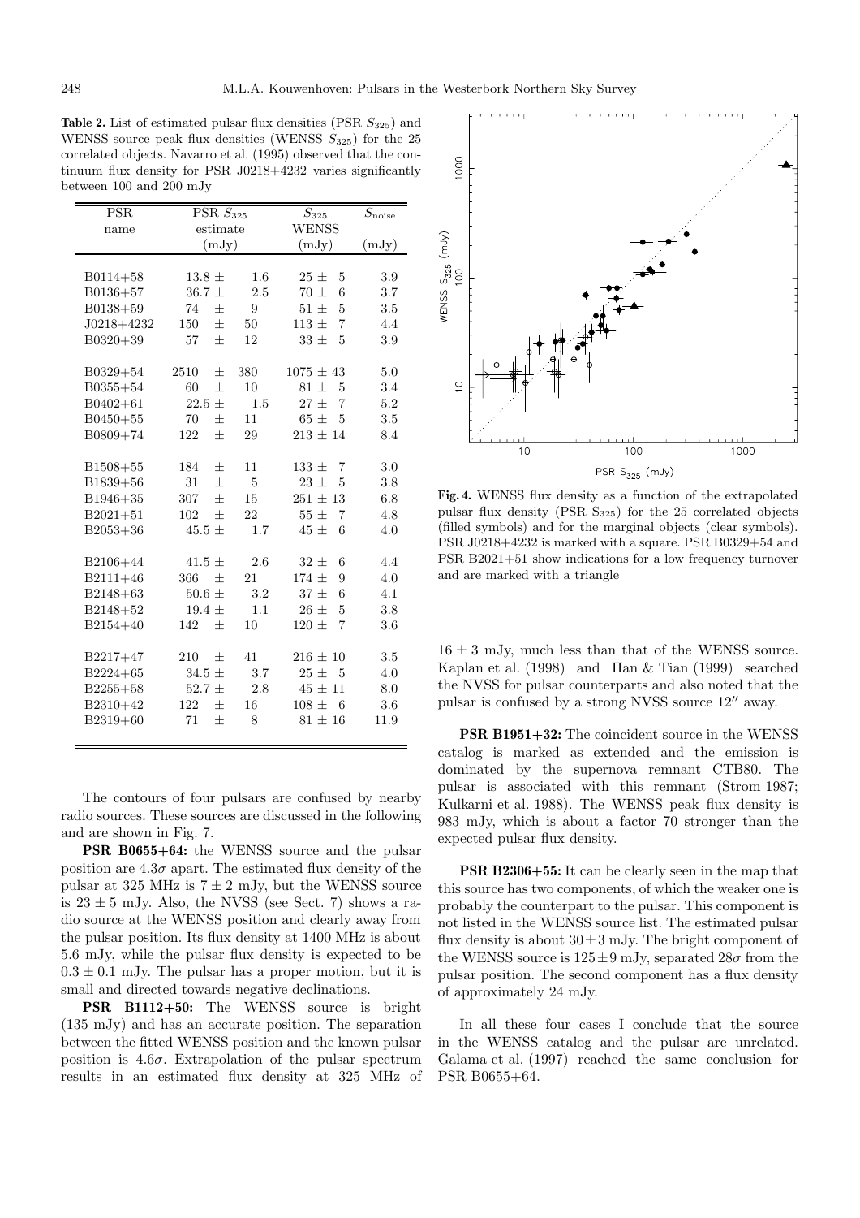**Table 2.** List of estimated pulsar flux densities (PSR $S_{325}$) and WENSS source peak flux densities (WENSS $S_{325}$) for the 25 correlated objects. Navarro et al. (1995) observed that the continuum flux density for PSR J0218+4232 varies significantly between 100 and 200 mJy

| PSR name | PSR $S_{325}$ estimate (mJy) | $S_{325}$ WENSS (mJy) | $S_{\rm noise}$ (mJy) |
|---|---|---|---|
| B0114+58 | 13.8 ± 1.6 | 25 ± 5 | 3.9 |
| B0136+57 | 36.7 ± 2.5 | 70 ± 6 | 3.7 |
| B0138+59 | 74 ± 9 | 51 ± 5 | 3.5 |
| J0218+4232 | 150 ± 50 | 113 ± 7 | 4.4 |
| B0320+39 | 57 ± 12 | 33 ± 5 | 3.9 |
| B0329+54 | 2510 ± 380 | 1075 ± 43 | 5.0 |
| B0355+54 | 60 ± 10 | 81 ± 5 | 3.4 |
| B0402+61 | 22.5 ± 1.5 | 27 ± 7 | 5.2 |
| B0450+55 | 70 ± 11 | 65 ± 5 | 3.5 |
| B0809+74 | 122 ± 29 | 213 ± 14 | 8.4 |
| B1508+55 | 184 ± 11 | 133 ± 7 | 3.0 |
| B1839+56 | 31 ± 5 | 23 ± 5 | 3.8 |
| B1946+35 | 307 ± 15 | 251 ± 13 | 6.8 |
| B2021+51 | 102 ± 22 | 55 ± 7 | 4.8 |
| B2053+36 | 45.5 ± 1.7 | 45 ± 6 | 4.0 |
| B2106+44 | 41.5 ± 2.6 | 32 ± 6 | 4.4 |
| B2111+46 | 366 ± 21 | 174 ± 9 | 4.0 |
| B2148+63 | 50.6 ± 3.2 | 37 ± 6 | 4.1 |
| B2148+52 | 19.4 ± 1.1 | 26 ± 5 | 3.8 |
| B2154+40 | 142 ± 10 | 120 ± 7 | 3.6 |
| B2217+47 | 210 ± 41 | 216 ± 10 | 3.5 |
| B2224+65 | 34.5 ± 3.7 | 25 ± 5 | 4.0 |
| B2255+58 | 52.7 ± 2.8 | 45 ± 11 | 8.0 |
| B2310+42 | 122 ± 16 | 108 ± 6 | 3.6 |
| B2319+60 | 71 ± 8 | 81 ± 16 | 11.9 |

**Fig. 4.** WENSS flux density as a function of the extrapolated pulsar flux density (PSR $S_{325}$) for the 25 correlated objects (filled symbols) and for the marginal objects (clear symbols). PSR J0218+4232 is marked with a square. PSR B0329+54 and PSR B2021+51 show indications for a low frequency turnover and are marked with a triangle

The contours of four pulsars are confused by nearby radio sources. These sources are discussed in the following and are shown in Fig. 7.

**PSR B0655+64:** the WENSS source and the pulsar position are $4.3\sigma$ apart. The estimated flux density of the pulsar at 325 MHz is $7 \pm 2$ mJy, but the WENSS source is $23 \pm 5$ mJy. Also, the NVSS (see Sect. 7) shows a radio source at the WENSS position and clearly away from the pulsar position. Its flux density at 1400 MHz is about 5.6 mJy, while the pulsar flux density is expected to be $0.3 \pm 0.1$ mJy. The pulsar has a proper motion, but it is small and directed towards negative declinations.

**PSR B1112+50:** The WENSS source is bright (135 mJy) and has an accurate position. The separation between the fitted WENSS position and the known pulsar position is $4.6\sigma$. Extrapolation of the pulsar spectrum results in an estimated flux density at 325 MHz of $16 \pm 3$ mJy, much less than that of the WENSS source. Kaplan et al. (1998) and Han & Tian (1999) searched the NVSS for pulsar counterparts and also noted that the pulsar is confused by a strong NVSS source 12″ away.

**PSR B1951+32:** The coincident source in the WENSS catalog is marked as extended and the emission is dominated by the supernova remnant CTB80. The pulsar is associated with this remnant (Strom 1987; Kulkarni et al. 1988). The WENSS peak flux density is 983 mJy, which is about a factor 70 stronger than the expected pulsar flux density.

**PSR B2306+55:** It can be clearly seen in the map that this source has two components, of which the weaker one is probably the counterpart to the pulsar. This component is not listed in the WENSS source list. The estimated pulsar flux density is about $30 \pm 3$ mJy. The bright component of the WENSS source is $125 \pm 9$ mJy, separated $28\sigma$ from the pulsar position. The second component has a flux density of approximately 24 mJy.

In all these four cases I conclude that the source in the WENSS catalog and the pulsar are unrelated. Galama et al. (1997) reached the same conclusion for PSR B0655+64.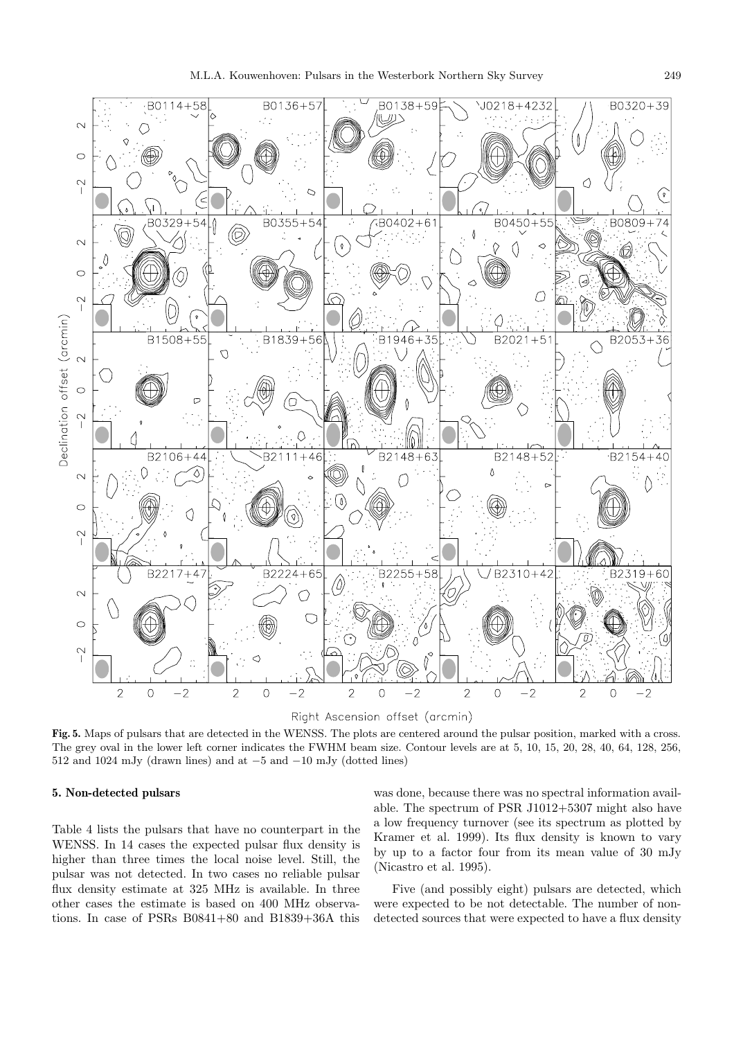**Fig. 5.** Maps of pulsars that are detected in the WENSS. The plots are centered around the pulsar position, marked with a cross. The grey oval in the lower left corner indicates the FWHM beam size. Contour levels are at 5, 10, 15, 20, 28, 40, 64, 128, 256, 512 and 1024 mJy (drawn lines) and at −5 and −10 mJy (dotted lines)

## 5. Non-detected pulsars

Table 4 lists the pulsars that have no counterpart in the WENSS. In 14 cases the expected pulsar flux density is higher than three times the local noise level. Still, the pulsar was not detected. In two cases no reliable pulsar flux density estimate at 325 MHz is available. In three other cases the estimate is based on 400 MHz observations. In case of PSRs B0841+80 and B1839+36A this was done, because there was no spectral information available. The spectrum of PSR J1012+5307 might also have a low frequency turnover (see its spectrum as plotted by Kramer et al. 1999). Its flux density is known to vary by up to a factor four from its mean value of 30 mJy (Nicastro et al. 1995).

Five (and possibly eight) pulsars are detected, which were expected to be not detectable. The number of non-detected sources that were expected to have a flux density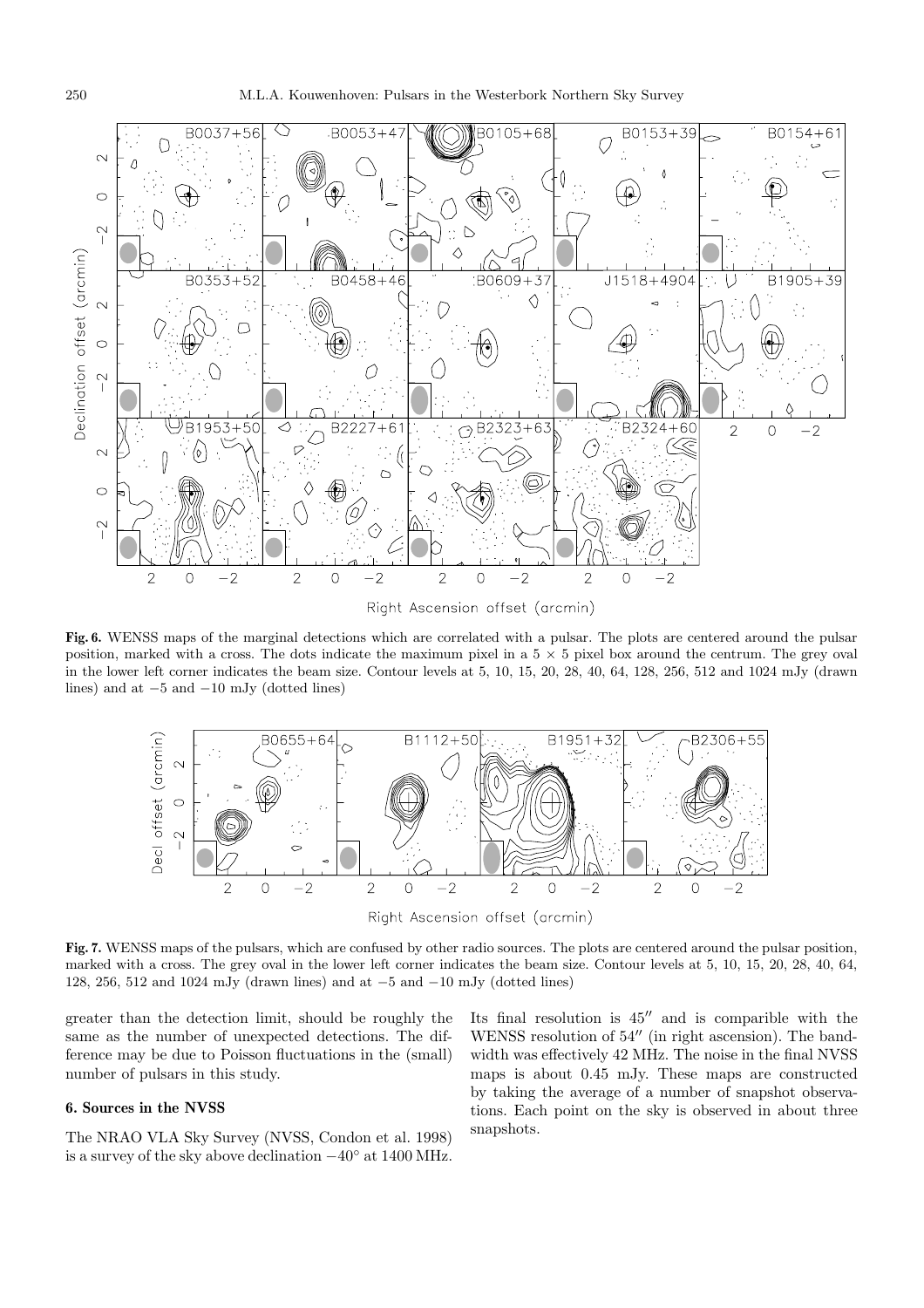**Fig. 6.** WENSS maps of the marginal detections which are correlated with a pulsar. The plots are centered around the pulsar position, marked with a cross. The dots indicate the maximum pixel in a 5 × 5 pixel box around the centrum. The grey oval in the lower left corner indicates the beam size. Contour levels at 5, 10, 15, 20, 28, 40, 64, 128, 256, 512 and 1024 mJy (drawn lines) and at −5 and −10 mJy (dotted lines)

**Fig. 7.** WENSS maps of the pulsars, which are confused by other radio sources. The plots are centered around the pulsar position, marked with a cross. The grey oval in the lower left corner indicates the beam size. Contour levels at 5, 10, 15, 20, 28, 40, 64, 128, 256, 512 and 1024 mJy (drawn lines) and at −5 and −10 mJy (dotted lines)

greater than the detection limit, should be roughly the same as the number of unexpected detections. The difference may be due to Poisson fluctuations in the (small) number of pulsars in this study.

## 6. Sources in the NVSS

The NRAO VLA Sky Survey (NVSS, Condon et al. 1998) is a survey of the sky above declination −40° at 1400 MHz. Its final resolution is 45″ and is comparible with the WENSS resolution of 54″ (in right ascension). The bandwidth was effectively 42 MHz. The noise in the final NVSS maps is about 0.45 mJy. These maps are constructed by taking the average of a number of snapshot observations. Each point on the sky is observed in about three snapshots.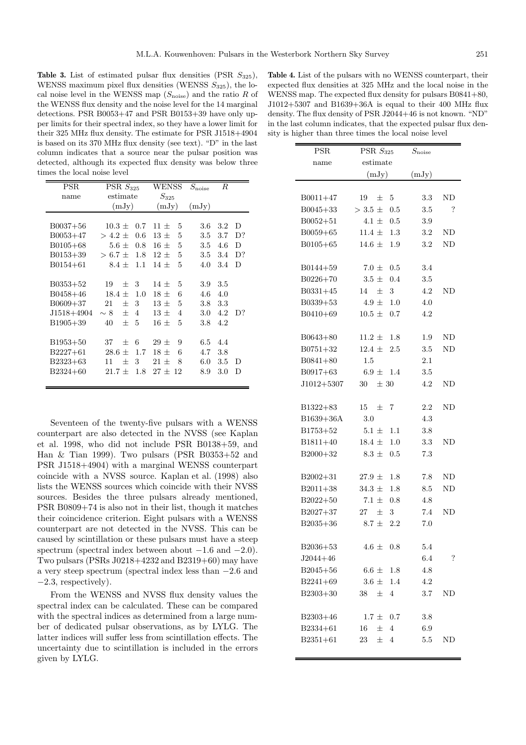**Table 3.** List of estimated pulsar flux densities (PSR $S_{325}$), WENSS maximum pixel flux densities (WENSS $S_{325}$), the local noise level in the WENSS map ($S_{\rm noise}$) and the ratio $R$ of the WENSS flux density and the noise level for the 14 marginal detections. PSR B0053+47 and PSR B0153+39 have only upper limits for their spectral index, so they have a lower limit for their 325 MHz flux density. The estimate for PSR J1518+4904 is based on its 370 MHz flux density (see text). "D" in the last column indicates that a source near the pulsar position was detected, although its expected flux density was below three times the local noise level

| PSR name | PSR $S_{325}$ estimate (mJy) | WENSS $S_{325}$ (mJy) | $S_{\rm noise}$ (mJy) | $R$ | |
|---|---|---|---|---|---|
| B0037+56 | $10.3 \pm 0.7$ | $11 \pm 5$ | 3.6 | 3.2 | D |
| B0053+47 | $> 4.2 \pm 0.6$ | $13 \pm 5$ | 3.5 | 3.7 | D? |
| B0105+68 | $5.6 \pm 0.8$ | $16 \pm 5$ | 3.5 | 4.6 | D |
| B0153+39 | $> 6.7 \pm 1.8$ | $12 \pm 5$ | 3.5 | 3.4 | D? |
| B0154+61 | $8.4 \pm 1.1$ | $14 \pm 5$ | 4.0 | 3.4 | D |
| B0353+52 | $19 \pm 3$ | $14 \pm 5$ | 3.9 | 3.5 | |
| B0458+46 | $18.4 \pm 1.0$ | $18 \pm 6$ | 4.6 | 4.0 | |
| B0609+37 | $21 \pm 3$ | $13 \pm 5$ | 3.8 | 3.3 | |
| J1518+4904 | $\sim 8 \pm 4$ | $13 \pm 4$ | 3.0 | 4.2 | D? |
| B1905+39 | $40 \pm 5$ | $16 \pm 5$ | 3.8 | 4.2 | |
| B1953+50 | $37 \pm 6$ | $29 \pm 9$ | 6.5 | 4.4 | |
| B2227+61 | $28.6 \pm 1.7$ | $18 \pm 6$ | 4.7 | 3.8 | |
| B2323+63 | $11 \pm 3$ | $21 \pm 8$ | 6.0 | 3.5 | D |
| B2324+60 | $21.7 \pm 1.8$ | $27 \pm 12$ | 8.9 | 3.0 | D |

Seventeen of the twenty-five pulsars with a WENSS counterpart are also detected in the NVSS (see Kaplan et al. 1998, who did not include PSR B0138+59, and Han & Tian 1999). Two pulsars (PSR B0353+52 and PSR J1518+4904) with a marginal WENSS counterpart coincide with a NVSS source. Kaplan et al. (1998) also lists the WENSS sources which coincide with their NVSS sources. Besides the three pulsars already mentioned, PSR B0809+74 is also not in their list, though it matches their coincidence criterion. Eight pulsars with a WENSS counterpart are not detected in the NVSS. This can be caused by scintillation or these pulsars must have a steep spectrum (spectral index between about $-1.6$ and $-2.0$). Two pulsars (PSRs J0218+4232 and B2319+60) may have a very steep spectrum (spectral index less than $-2.6$ and $-2.3$, respectively).

From the WENSS and NVSS flux density values the spectral index can be calculated. These can be compared with the spectral indices as determined from a large number of dedicated pulsar observations, as by LYLG. The latter indices will suffer less from scintillation effects. The uncertainty due to scintillation is included in the errors given by LYLG.

**Table 4.** List of the pulsars with no WENSS counterpart, their expected flux densities at 325 MHz and the local noise in the WENSS map. The expected flux density for pulsars B0841+80, J1012+5307 and B1639+36A is equal to their 400 MHz flux density. The flux density of PSR J2044+46 is not known. "ND" in the last column indicates, that the expected pulsar flux density is higher than three times the local noise level

| PSR name | PSR $S_{325}$ estimate (mJy) | $S_{\rm noise}$ (mJy) | |
|---|---|---|---|
| B0011+47 | $19 \pm 5$ | 3.3 | ND |
| B0045+33 | $> 3.5 \pm 0.5$ | 3.5 | ? |
| B0052+51 | $4.1 \pm 0.5$ | 3.9 | |
| B0059+65 | $11.4 \pm 1.3$ | 3.2 | ND |
| B0105+65 | $14.6 \pm 1.9$ | 3.2 | ND |
| B0144+59 | $7.0 \pm 0.5$ | 3.4 | |
| B0226+70 | $3.5 \pm 0.4$ | 3.5 | |
| B0331+45 | $14 \pm 3$ | 4.2 | ND |
| B0339+53 | $4.9 \pm 1.0$ | 4.0 | |
| B0410+69 | $10.5 \pm 0.7$ | 4.2 | |
| B0643+80 | $11.2 \pm 1.8$ | 1.9 | ND |
| B0751+32 | $12.4 \pm 2.5$ | 3.5 | ND |
| B0841+80 | 1.5 | 2.1 | |
| B0917+63 | $6.9 \pm 1.4$ | 3.5 | |
| J1012+5307 | $30 \pm 30$ | 4.2 | ND |
| B1322+83 | $15 \pm 7$ | 2.2 | ND |
| B1639+36A | 3.0 | 4.3 | |
| B1753+52 | $5.1 \pm 1.1$ | 3.8 | |
| B1811+40 | $18.4 \pm 1.0$ | 3.3 | ND |
| B2000+32 | $8.3 \pm 0.5$ | 7.3 | |
| B2002+31 | $27.9 \pm 1.8$ | 7.8 | ND |
| B2011+38 | $34.3 \pm 1.8$ | 8.5 | ND |
| B2022+50 | $7.1 \pm 0.8$ | 4.8 | |
| B2027+37 | $27 \pm 3$ | 7.4 | ND |
| B2035+36 | $8.7 \pm 2.2$ | 7.0 | |
| B2036+53 | $4.6 \pm 0.8$ | 5.4 | |
| J2044+46 | | 6.4 | ? |
| B2045+56 | $6.6 \pm 1.8$ | 4.8 | |
| B2241+69 | $3.6 \pm 1.4$ | 4.2 | |
| B2303+30 | $38 \pm 4$ | 3.7 | ND |
| B2303+46 | $1.7 \pm 0.7$ | 3.8 | |
| B2334+61 | $16 \pm 4$ | 6.9 | |
| B2351+61 | $23 \pm 4$ | 5.5 | ND |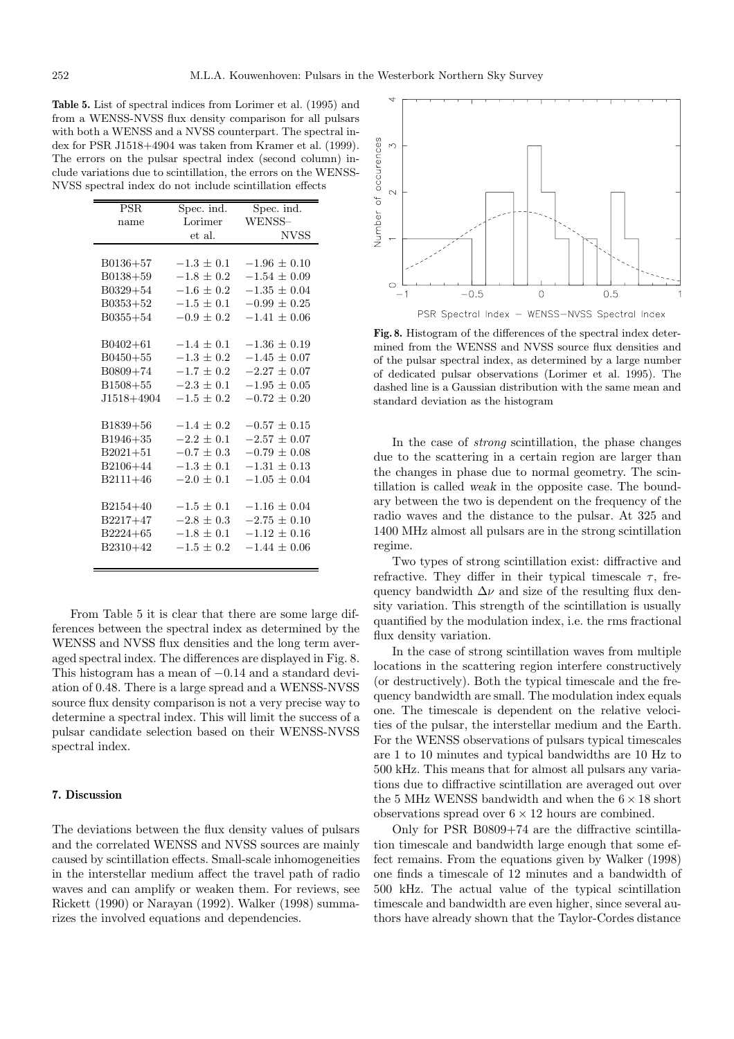**Table 5.** List of spectral indices from Lorimer et al. (1995) and from a WENSS-NVSS flux density comparison for all pulsars with both a WENSS and a NVSS counterpart. The spectral index for PSR J1518+4904 was taken from Kramer et al. (1999). The errors on the pulsar spectral index (second column) include variations due to scintillation, the errors on the WENSS-NVSS spectral index do not include scintillation effects

| PSR name | Spec. ind. Lorimer et al. | Spec. ind. WENSS–NVSS |
|---|---|---|
| B0136+57 | $-1.3 \pm 0.1$ | $-1.96 \pm 0.10$ |
| B0138+59 | $-1.8 \pm 0.2$ | $-1.54 \pm 0.09$ |
| B0329+54 | $-1.6 \pm 0.2$ | $-1.35 \pm 0.04$ |
| B0353+52 | $-1.5 \pm 0.1$ | $-0.99 \pm 0.25$ |
| B0355+54 | $-0.9 \pm 0.2$ | $-1.41 \pm 0.06$ |
| B0402+61 | $-1.4 \pm 0.1$ | $-1.36 \pm 0.19$ |
| B0450+55 | $-1.3 \pm 0.2$ | $-1.45 \pm 0.07$ |
| B0809+74 | $-1.7 \pm 0.2$ | $-2.27 \pm 0.07$ |
| B1508+55 | $-2.3 \pm 0.1$ | $-1.95 \pm 0.05$ |
| J1518+4904 | $-1.5 \pm 0.2$ | $-0.72 \pm 0.20$ |
| B1839+56 | $-1.4 \pm 0.2$ | $-0.57 \pm 0.15$ |
| B1946+35 | $-2.2 \pm 0.1$ | $-2.57 \pm 0.07$ |
| B2021+51 | $-0.7 \pm 0.3$ | $-0.79 \pm 0.08$ |
| B2106+44 | $-1.3 \pm 0.1$ | $-1.31 \pm 0.13$ |
| B2111+46 | $-2.0 \pm 0.1$ | $-1.05 \pm 0.04$ |
| B2154+40 | $-1.5 \pm 0.1$ | $-1.16 \pm 0.04$ |
| B2217+47 | $-2.8 \pm 0.3$ | $-2.75 \pm 0.10$ |
| B2224+65 | $-1.8 \pm 0.1$ | $-1.12 \pm 0.16$ |
| B2310+42 | $-1.5 \pm 0.2$ | $-1.44 \pm 0.06$ |

From Table 5 it is clear that there are some large differences between the spectral index as determined by the WENSS and NVSS flux densities and the long term averaged spectral index. The differences are displayed in Fig. 8. This histogram has a mean of $-0.14$ and a standard deviation of 0.48. There is a large spread and a WENSS-NVSS source flux density comparison is not a very precise way to determine a spectral index. This will limit the success of a pulsar candidate selection based on their WENSS-NVSS spectral index.

## 7. Discussion

The deviations between the flux density values of pulsars and the correlated WENSS and NVSS sources are mainly caused by scintillation effects. Small-scale inhomogeneities in the interstellar medium affect the travel path of radio waves and can amplify or weaken them. For reviews, see Rickett (1990) or Narayan (1992). Walker (1998) summarizes the involved equations and dependencies.

**Fig. 8.** Histogram of the differences of the spectral index determined from the WENSS and NVSS source flux densities and of the pulsar spectral index, as determined by a large number of dedicated pulsar observations (Lorimer et al. 1995). The dashed line is a Gaussian distribution with the same mean and standard deviation as the histogram

In the case of *strong* scintillation, the phase changes due to the scattering in a certain region are larger than the changes in phase due to normal geometry. The scintillation is called *weak* in the opposite case. The boundary between the two is dependent on the frequency of the radio waves and the distance to the pulsar. At 325 and 1400 MHz almost all pulsars are in the strong scintillation regime.

Two types of strong scintillation exist: diffractive and refractive. They differ in their typical timescale $\tau$, frequency bandwidth $\Delta\nu$ and size of the resulting flux density variation. This strength of the scintillation is usually quantified by the modulation index, i.e. the rms fractional flux density variation.

In the case of strong scintillation waves from multiple locations in the scattering region interfere constructively (or destructively). Both the typical timescale and the frequency bandwidth are small. The modulation index equals one. The timescale is dependent on the relative velocities of the pulsar, the interstellar medium and the Earth. For the WENSS observations of pulsars typical timescales are 1 to 10 minutes and typical bandwidths are 10 Hz to 500 kHz. This means that for almost all pulsars any variations due to diffractive scintillation are averaged out over the 5 MHz WENSS bandwidth and when the $6 \times 18$ short observations spread over $6 \times 12$ hours are combined.

Only for PSR B0809+74 are the diffractive scintillation timescale and bandwidth large enough that some effect remains. From the equations given by Walker (1998) one finds a timescale of 12 minutes and a bandwidth of 500 kHz. The actual value of the typical scintillation timescale and bandwidth are even higher, since several authors have already shown that the Taylor-Cordes distance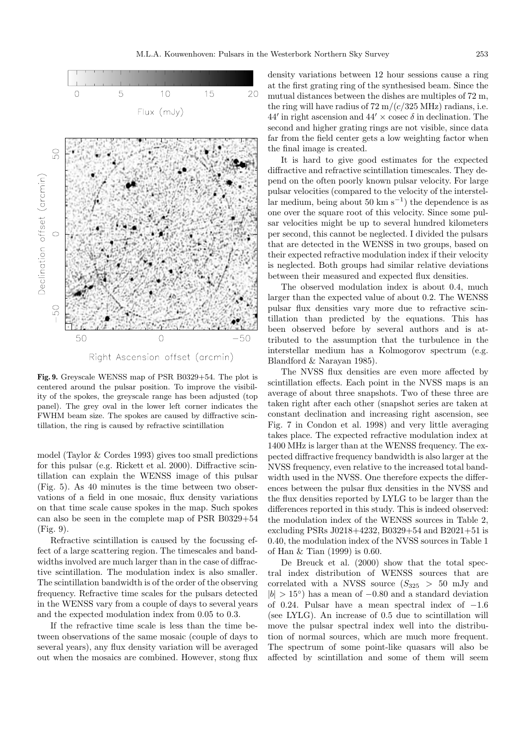Fig. 9. Greyscale WENSS map of PSR B0329+54. The plot is centered around the pulsar position. To improve the visibility of the spokes, the greyscale range has been adjusted (top panel). The grey oval in the lower left corner indicates the FWHM beam size. The spokes are caused by diffractive scintillation, the ring is caused by refractive scintillation

model (Taylor & Cordes 1993) gives too small predictions for this pulsar (e.g. Rickett et al. 2000). Diffractive scintillation can explain the WENSS image of this pulsar (Fig. 5). As 40 minutes is the time between two observations of a field in one mosaic, flux density variations on that time scale cause spokes in the map. Such spokes can also be seen in the complete map of PSR B0329+54 (Fig. 9).

Refractive scintillation is caused by the focussing effect of a large scattering region. The timescales and bandwidths involved are much larger than in the case of diffractive scintillation. The modulation index is also smaller. The scintillation bandwidth is of the order of the observing frequency. Refractive time scales for the pulsars detected in the WENSS vary from a couple of days to several years and the expected modulation index from 0.05 to 0.3.

If the refractive time scale is less than the time between observations of the same mosaic (couple of days to several years), any flux density variation will be averaged out when the mosaics are combined. However, stong flux density variations between 12 hour sessions cause a ring at the first grating ring of the synthesised beam. Since the mutual distances between the dishes are multiples of 72 m, the ring will have radius of $72\ \mathrm{m}/(c/325\ \mathrm{MHz})$ radians, i.e. $44'$ in right ascension and $44' \times \mathrm{cosec}\ \delta$ in declination. The second and higher grating rings are not visible, since data far from the field center gets a low weighting factor when the final image is created.

It is hard to give good estimates for the expected diffractive and refractive scintillation timescales. They depend on the often poorly known pulsar velocity. For large pulsar velocities (compared to the velocity of the interstellar medium, being about 50 km s$^{-1}$) the dependence is as one over the square root of this velocity. Since some pulsar velocities might be up to several hundred kilometers per second, this cannot be neglected. I divided the pulsars that are detected in the WENSS in two groups, based on their expected refractive modulation index if their velocity is neglected. Both groups had similar relative deviations between their measured and expected flux densities.

The observed modulation index is about 0.4, much larger than the expected value of about 0.2. The WENSS pulsar flux densities vary more due to refractive scintillation than predicted by the equations. This has been observed before by several authors and is attributed to the assumption that the turbulence in the interstellar medium has a Kolmogorov spectrum (e.g. Blandford & Narayan 1985).

The NVSS flux densities are even more affected by scintillation effects. Each point in the NVSS maps is an average of about three snapshots. Two of these three are taken right after each other (snapshot series are taken at constant declination and increasing right ascension, see Fig. 7 in Condon et al. 1998) and very little averaging takes place. The expected refractive modulation index at 1400 MHz is larger than at the WENSS frequency. The expected diffractive frequency bandwidth is also larger at the NVSS frequency, even relative to the increased total bandwidth used in the NVSS. One therefore expects the differences between the pulsar flux densities in the NVSS and the flux densities reported by LYLG to be larger than the differences reported in this study. This is indeed observed: the modulation index of the WENSS sources in Table 2, excluding PSRs J0218+4232, B0329+54 and B2021+51 is 0.40, the modulation index of the NVSS sources in Table 1 of Han & Tian (1999) is 0.60.

De Breuck et al. (2000) show that the total spectral index distribution of WENSS sources that are correlated with a NVSS source ($S_{325} > 50$ mJy and $|b| > 15^{\circ}$) has a mean of $-0.80$ and a standard deviation of 0.24. Pulsar have a mean spectral index of $-1.6$ (see LYLG). An increase of 0.5 due to scintillation will move the pulsar spectral index well into the distribution of normal sources, which are much more frequent. The spectrum of some point-like quasars will also be affected by scintillation and some of them will seem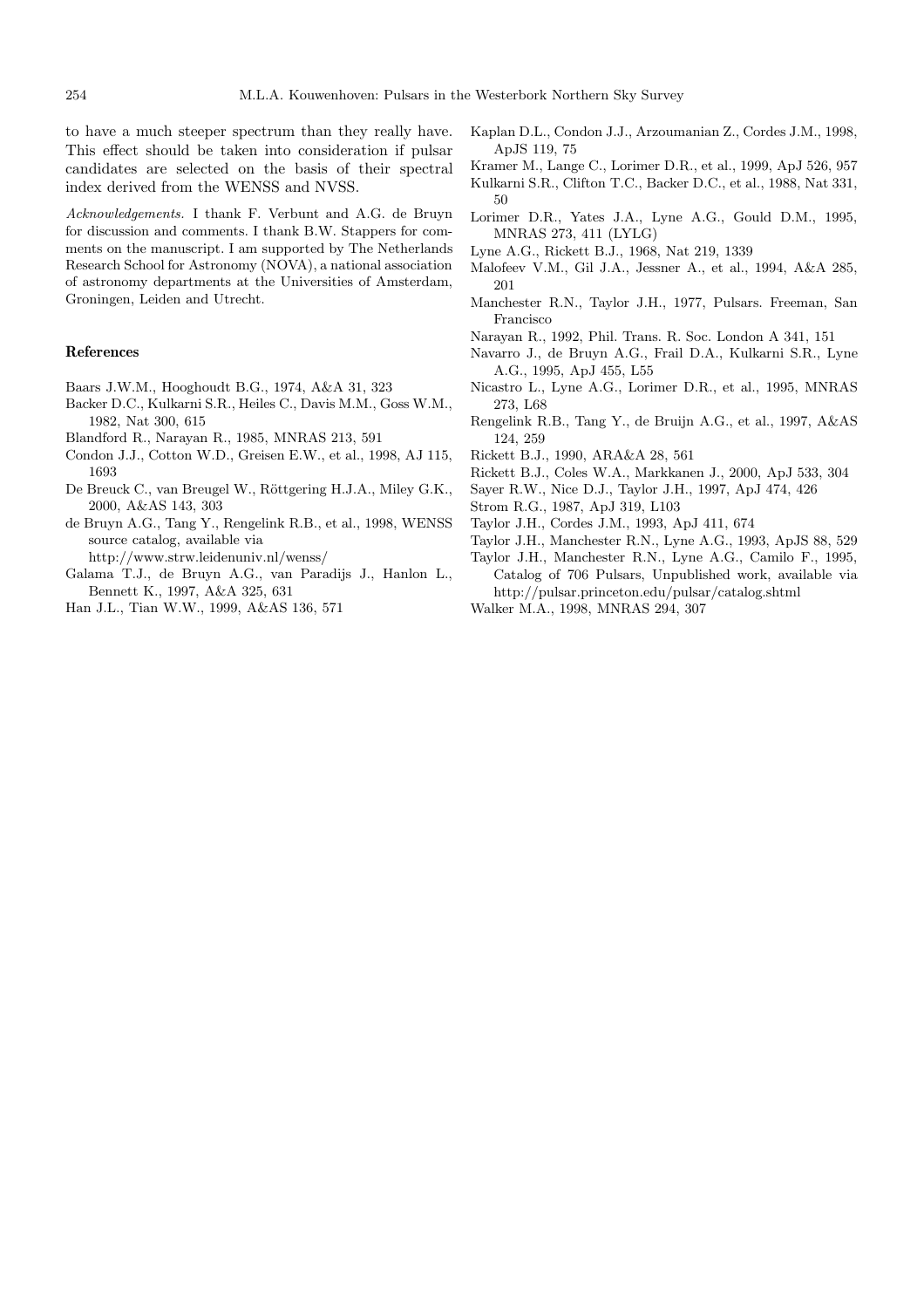to have a much steeper spectrum than they really have. This effect should be taken into consideration if pulsar candidates are selected on the basis of their spectral index derived from the WENSS and NVSS.

*Acknowledgements.* I thank F. Verbunt and A.G. de Bruyn for discussion and comments. I thank B.W. Stappers for comments on the manuscript. I am supported by The Netherlands Research School for Astronomy (NOVA), a national association of astronomy departments at the Universities of Amsterdam, Groningen, Leiden and Utrecht.

## References

Baars J.W.M., Hooghoudt B.G., 1974, A&A 31, 323

Backer D.C., Kulkarni S.R., Heiles C., Davis M.M., Goss W.M., 1982, Nat 300, 615

Blandford R., Narayan R., 1985, MNRAS 213, 591

Condon J.J., Cotton W.D., Greisen E.W., et al., 1998, AJ 115, 1693

De Breuck C., van Breugel W., Röttgering H.J.A., Miley G.K., 2000, A&AS 143, 303

de Bruyn A.G., Tang Y., Rengelink R.B., et al., 1998, WENSS source catalog, available via http://www.strw.leidenuniv.nl/wenss/

Galama T.J., de Bruyn A.G., van Paradijs J., Hanlon L., Bennett K., 1997, A&A 325, 631

Han J.L., Tian W.W., 1999, A&AS 136, 571

Kaplan D.L., Condon J.J., Arzoumanian Z., Cordes J.M., 1998, ApJS 119, 75

Kramer M., Lange C., Lorimer D.R., et al., 1999, ApJ 526, 957

Kulkarni S.R., Clifton T.C., Backer D.C., et al., 1988, Nat 331, 50

Lorimer D.R., Yates J.A., Lyne A.G., Gould D.M., 1995, MNRAS 273, 411 (LYLG)

Lyne A.G., Rickett B.J., 1968, Nat 219, 1339

Malofeev V.M., Gil J.A., Jessner A., et al., 1994, A&A 285, 201

Manchester R.N., Taylor J.H., 1977, Pulsars. Freeman, San Francisco

Narayan R., 1992, Phil. Trans. R. Soc. London A 341, 151

Navarro J., de Bruyn A.G., Frail D.A., Kulkarni S.R., Lyne A.G., 1995, ApJ 455, L55

Nicastro L., Lyne A.G., Lorimer D.R., et al., 1995, MNRAS 273, L68

Rengelink R.B., Tang Y., de Bruijn A.G., et al., 1997, A&AS 124, 259

Rickett B.J., 1990, ARA&A 28, 561

Rickett B.J., Coles W.A., Markkanen J., 2000, ApJ 533, 304

Sayer R.W., Nice D.J., Taylor J.H., 1997, ApJ 474, 426

Strom R.G., 1987, ApJ 319, L103

Taylor J.H., Cordes J.M., 1993, ApJ 411, 674

Taylor J.H., Manchester R.N., Lyne A.G., 1993, ApJS 88, 529

Taylor J.H., Manchester R.N., Lyne A.G., Camilo F., 1995, Catalog of 706 Pulsars, Unpublished work, available via http://pulsar.princeton.edu/pulsar/catalog.shtml

Walker M.A., 1998, MNRAS 294, 307